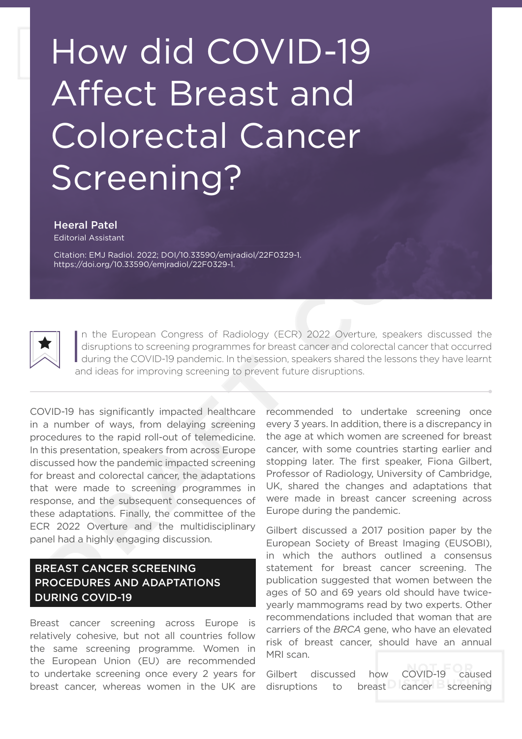# How did COVID-19 Affect Breast and Colorectal Cancer Screening?

**Heeral Patel**
Editorial Assistant

Citation: EMJ Radiol. 2022; DOI/10.33590/emjradiol/22F0329-1. https://doi.org/10.33590/emjradiol/22F0329-1.

In the European Congress of Radiology (ECR) 2022 Overture, speakers discussed the disruptions to screening programmes for breast cancer and colorectal cancer that occurred during the COVID-19 pandemic. In the session, speakers shared the lessons they have learnt and ideas for improving screening to prevent future disruptions.

COVID-19 has significantly impacted healthcare in a number of ways, from delaying screening procedures to the rapid roll-out of telemedicine. In this presentation, speakers from across Europe discussed how the pandemic impacted screening for breast and colorectal cancer, the adaptations that were made to screening programmes in response, and the subsequent consequences of these adaptations. Finally, the committee of the ECR 2022 Overture and the multidisciplinary panel had a highly engaging discussion.

## BREAST CANCER SCREENING PROCEDURES AND ADAPTATIONS DURING COVID-19

Breast cancer screening across Europe is relatively cohesive, but not all countries follow the same screening programme. Women in the European Union (EU) are recommended to undertake screening once every 2 years for breast cancer, whereas women in the UK are recommended to undertake screening once every 3 years. In addition, there is a discrepancy in the age at which women are screened for breast cancer, with some countries starting earlier and stopping later. The first speaker, Fiona Gilbert, Professor of Radiology, University of Cambridge, UK, shared the changes and adaptations that were made in breast cancer screening across Europe during the pandemic.

Gilbert discussed a 2017 position paper by the European Society of Breast Imaging (EUSOBI), in which the authors outlined a consensus statement for breast cancer screening. The publication suggested that women between the ages of 50 and 69 years old should have twice-yearly mammograms read by two experts. Other recommendations included that woman that are carriers of the *BRCA* gene, who have an elevated risk of breast cancer, should have an annual MRI scan.

Gilbert discussed how COVID-19 caused disruptions to breast cancer screening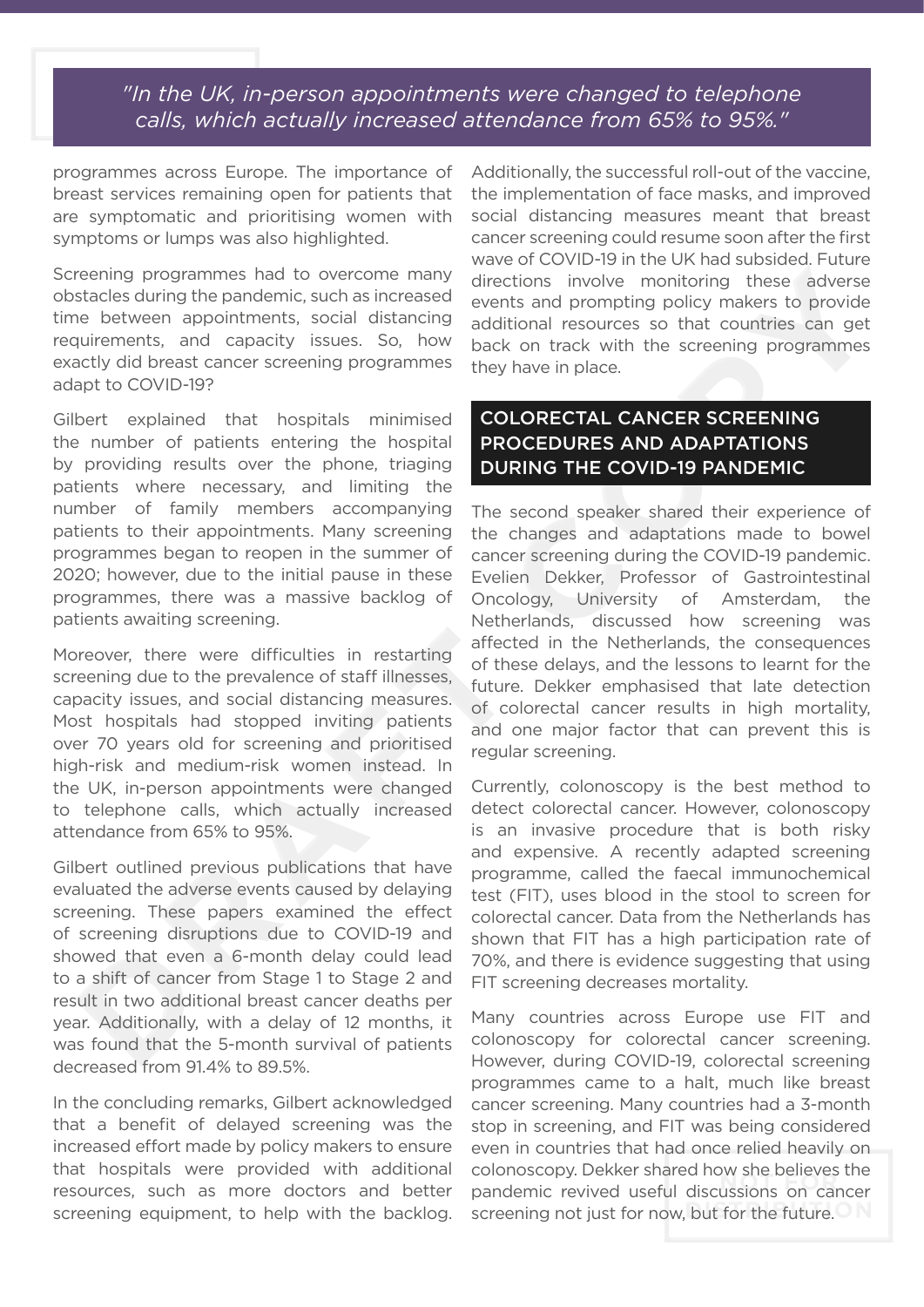> *"In the UK, in-person appointments were changed to telephone calls, which actually increased attendance from 65% to 95%."*

programmes across Europe. The importance of breast services remaining open for patients that are symptomatic and prioritising women with symptoms or lumps was also highlighted.

Screening programmes had to overcome many obstacles during the pandemic, such as increased time between appointments, social distancing requirements, and capacity issues. So, how exactly did breast cancer screening programmes adapt to COVID-19?

Gilbert explained that hospitals minimised the number of patients entering the hospital by providing results over the phone, triaging patients where necessary, and limiting the number of family members accompanying patients to their appointments. Many screening programmes began to reopen in the summer of 2020; however, due to the initial pause in these programmes, there was a massive backlog of patients awaiting screening.

Moreover, there were difficulties in restarting screening due to the prevalence of staff illnesses, capacity issues, and social distancing measures. Most hospitals had stopped inviting patients over 70 years old for screening and prioritised high-risk and medium-risk women instead. In the UK, in-person appointments were changed to telephone calls, which actually increased attendance from 65% to 95%.

Gilbert outlined previous publications that have evaluated the adverse events caused by delaying screening. These papers examined the effect of screening disruptions due to COVID-19 and showed that even a 6-month delay could lead to a shift of cancer from Stage 1 to Stage 2 and result in two additional breast cancer deaths per year. Additionally, with a delay of 12 months, it was found that the 5-month survival of patients decreased from 91.4% to 89.5%.

In the concluding remarks, Gilbert acknowledged that a benefit of delayed screening was the increased effort made by policy makers to ensure that hospitals were provided with additional resources, such as more doctors and better screening equipment, to help with the backlog. Additionally, the successful roll-out of the vaccine, the implementation of face masks, and improved social distancing measures meant that breast cancer screening could resume soon after the first wave of COVID-19 in the UK had subsided. Future directions involve monitoring these adverse events and prompting policy makers to provide additional resources so that countries can get back on track with the screening programmes they have in place.

## COLORECTAL CANCER SCREENING PROCEDURES AND ADAPTATIONS DURING THE COVID-19 PANDEMIC

The second speaker shared their experience of the changes and adaptations made to bowel cancer screening during the COVID-19 pandemic. Evelien Dekker, Professor of Gastrointestinal Oncology, University of Amsterdam, the Netherlands, discussed how screening was affected in the Netherlands, the consequences of these delays, and the lessons to learnt for the future. Dekker emphasised that late detection of colorectal cancer results in high mortality, and one major factor that can prevent this is regular screening.

Currently, colonoscopy is the best method to detect colorectal cancer. However, colonoscopy is an invasive procedure that is both risky and expensive. A recently adapted screening programme, called the faecal immunochemical test (FIT), uses blood in the stool to screen for colorectal cancer. Data from the Netherlands has shown that FIT has a high participation rate of 70%, and there is evidence suggesting that using FIT screening decreases mortality.

Many countries across Europe use FIT and colonoscopy for colorectal cancer screening. However, during COVID-19, colorectal screening programmes came to a halt, much like breast cancer screening. Many countries had a 3-month stop in screening, and FIT was being considered even in countries that had once relied heavily on colonoscopy. Dekker shared how she believes the pandemic revived useful discussions on cancer screening not just for now, but for the future.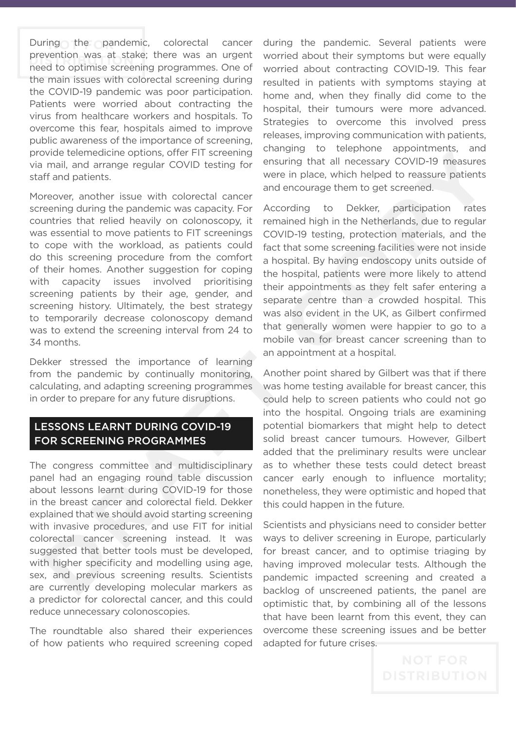During the pandemic, colorectal cancer prevention was at stake; there was an urgent need to optimise screening programmes. One of the main issues with colorectal screening during the COVID-19 pandemic was poor participation. Patients were worried about contracting the virus from healthcare workers and hospitals. To overcome this fear, hospitals aimed to improve public awareness of the importance of screening, provide telemedicine options, offer FIT screening via mail, and arrange regular COVID testing for staff and patients.

Moreover, another issue with colorectal cancer screening during the pandemic was capacity. For countries that relied heavily on colonoscopy, it was essential to move patients to FIT screenings to cope with the workload, as patients could do this screening procedure from the comfort of their homes. Another suggestion for coping with capacity issues involved prioritising screening patients by their age, gender, and screening history. Ultimately, the best strategy to temporarily decrease colonoscopy demand was to extend the screening interval from 24 to 34 months.

Dekker stressed the importance of learning from the pandemic by continually monitoring, calculating, and adapting screening programmes in order to prepare for any future disruptions.

## LESSONS LEARNT DURING COVID-19 FOR SCREENING PROGRAMMES

The congress committee and multidisciplinary panel had an engaging round table discussion about lessons learnt during COVID-19 for those in the breast cancer and colorectal field. Dekker explained that we should avoid starting screening with invasive procedures, and use FIT for initial colorectal cancer screening instead. It was suggested that better tools must be developed, with higher specificity and modelling using age, sex, and previous screening results. Scientists are currently developing molecular markers as a predictor for colorectal cancer, and this could reduce unnecessary colonoscopies.

The roundtable also shared their experiences of how patients who required screening coped during the pandemic. Several patients were worried about their symptoms but were equally worried about contracting COVID-19. This fear resulted in patients with symptoms staying at home and, when they finally did come to the hospital, their tumours were more advanced. Strategies to overcome this involved press releases, improving communication with patients, changing to telephone appointments, and ensuring that all necessary COVID-19 measures were in place, which helped to reassure patients and encourage them to get screened.

According to Dekker, participation rates remained high in the Netherlands, due to regular COVID-19 testing, protection materials, and the fact that some screening facilities were not inside a hospital. By having endoscopy units outside of the hospital, patients were more likely to attend their appointments as they felt safer entering a separate centre than a crowded hospital. This was also evident in the UK, as Gilbert confirmed that generally women were happier to go to a mobile van for breast cancer screening than to an appointment at a hospital.

Another point shared by Gilbert was that if there was home testing available for breast cancer, this could help to screen patients who could not go into the hospital. Ongoing trials are examining potential biomarkers that might help to detect solid breast cancer tumours. However, Gilbert added that the preliminary results were unclear as to whether these tests could detect breast cancer early enough to influence mortality; nonetheless, they were optimistic and hoped that this could happen in the future.

Scientists and physicians need to consider better ways to deliver screening in Europe, particularly for breast cancer, and to optimise triaging by having improved molecular tests. Although the pandemic impacted screening and created a backlog of unscreened patients, the panel are optimistic that, by combining all of the lessons that have been learnt from this event, they can overcome these screening issues and be better adapted for future crises.